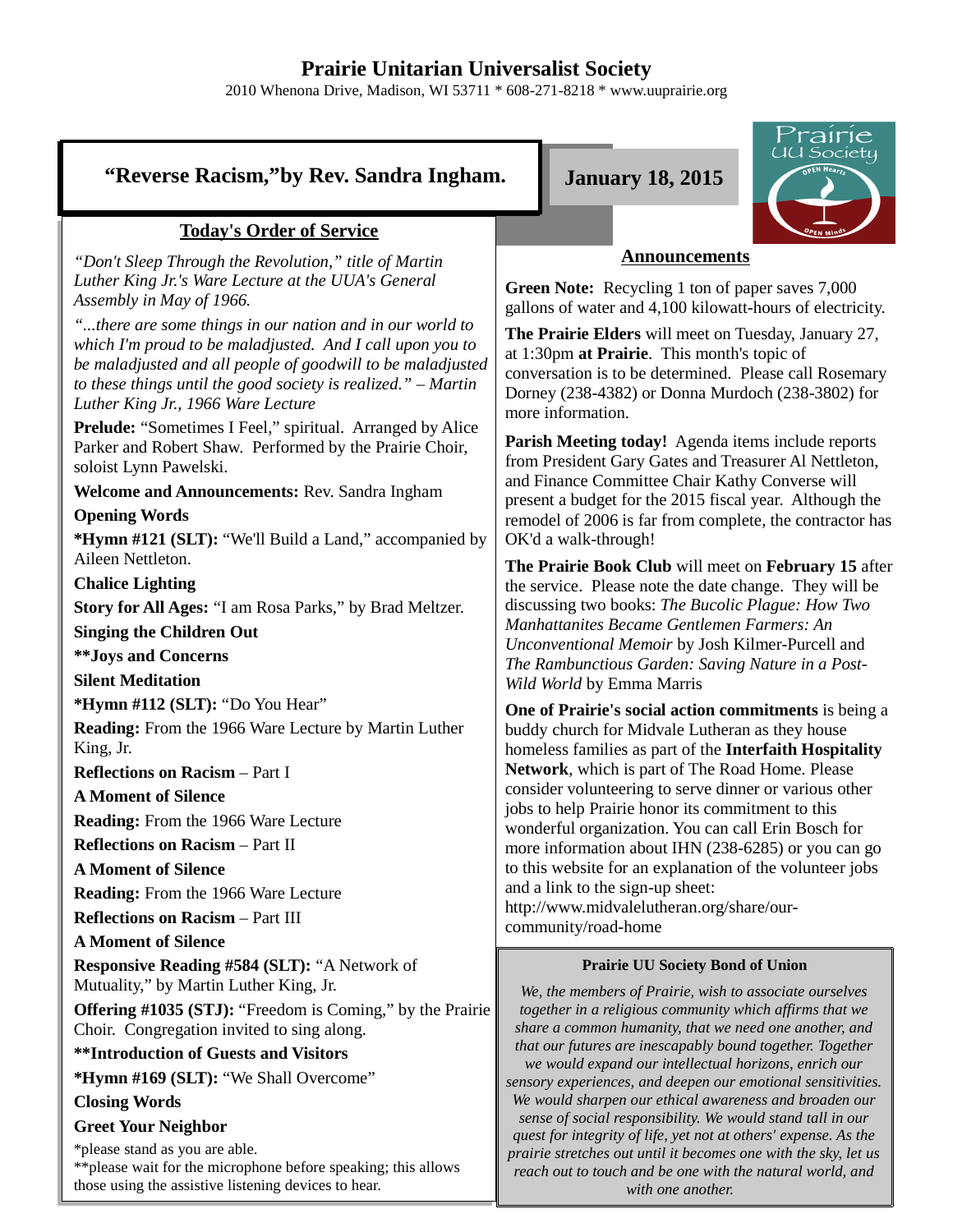# Prairie Unitarian Universalist Society

2010 Whenona Drive, Madison, WI 53711 * 608-271-8218 * www.uuprairie.org

## "Reverse Racism,"by Rev. Sandra Ingham.

**January 18, 2015**

### Today's Order of Service

*"Don't Sleep Through the Revolution," title of Martin Luther King Jr.'s Ware Lecture at the UUA's General Assembly in May of 1966.*

*"...there are some things in our nation and in our world to which I'm proud to be maladjusted. And I call upon you to be maladjusted and all people of goodwill to be maladjusted to these things until the good society is realized." – Martin Luther King Jr., 1966 Ware Lecture*

**Prelude:** "Sometimes I Feel," spiritual. Arranged by Alice Parker and Robert Shaw. Performed by the Prairie Choir, soloist Lynn Pawelski.

**Welcome and Announcements:** Rev. Sandra Ingham

**Opening Words**

**\*Hymn #121 (SLT):** "We'll Build a Land," accompanied by Aileen Nettleton.

**Chalice Lighting**

**Story for All Ages:** "I am Rosa Parks," by Brad Meltzer.

**Singing the Children Out**

**\*\*Joys and Concerns**

**Silent Meditation**

**\*Hymn #112 (SLT):** "Do You Hear"

**Reading:** From the 1966 Ware Lecture by Martin Luther King, Jr.

**Reflections on Racism** – Part I

**A Moment of Silence**

**Reading:** From the 1966 Ware Lecture

**Reflections on Racism** – Part II

**A Moment of Silence**

**Reading:** From the 1966 Ware Lecture

**Reflections on Racism** – Part III

**A Moment of Silence**

**Responsive Reading #584 (SLT):** "A Network of Mutuality," by Martin Luther King, Jr.

**Offering #1035 (STJ):** "Freedom is Coming," by the Prairie Choir. Congregation invited to sing along.

**\*\*Introduction of Guests and Visitors**

**\*Hymn #169 (SLT):** "We Shall Overcome"

**Closing Words**

**Greet Your Neighbor**

\*please stand as you are able.
\*\*please wait for the microphone before speaking; this allows those using the assistive listening devices to hear.

### Announcements

**Green Note:** Recycling 1 ton of paper saves 7,000 gallons of water and 4,100 kilowatt-hours of electricity.

**The Prairie Elders** will meet on Tuesday, January 27, at 1:30pm **at Prairie**. This month's topic of conversation is to be determined. Please call Rosemary Dorney (238-4382) or Donna Murdoch (238-3802) for more information.

**Parish Meeting today!** Agenda items include reports from President Gary Gates and Treasurer Al Nettleton, and Finance Committee Chair Kathy Converse will present a budget for the 2015 fiscal year. Although the remodel of 2006 is far from complete, the contractor has OK'd a walk-through!

**The Prairie Book Club** will meet on **February 15** after the service. Please note the date change. They will be discussing two books: *The Bucolic Plague: How Two Manhattanites Became Gentlemen Farmers: An Unconventional Memoir* by Josh Kilmer-Purcell and *The Rambunctious Garden: Saving Nature in a Post-Wild World* by Emma Marris

**One of Prairie's social action commitments** is being a buddy church for Midvale Lutheran as they house homeless families as part of the **Interfaith Hospitality Network**, which is part of The Road Home. Please consider volunteering to serve dinner or various other jobs to help Prairie honor its commitment to this wonderful organization. You can call Erin Bosch for more information about IHN (238-6285) or you can go to this website for an explanation of the volunteer jobs and a link to the sign-up sheet: http://www.midvalelutheran.org/share/our-community/road-home

**Prairie UU Society Bond of Union**

*We, the members of Prairie, wish to associate ourselves together in a religious community which affirms that we share a common humanity, that we need one another, and that our futures are inescapably bound together. Together we would expand our intellectual horizons, enrich our sensory experiences, and deepen our emotional sensitivities. We would sharpen our ethical awareness and broaden our sense of social responsibility. We would stand tall in our quest for integrity of life, yet not at others' expense. As the prairie stretches out until it becomes one with the sky, let us reach out to touch and be one with the natural world, and with one another.*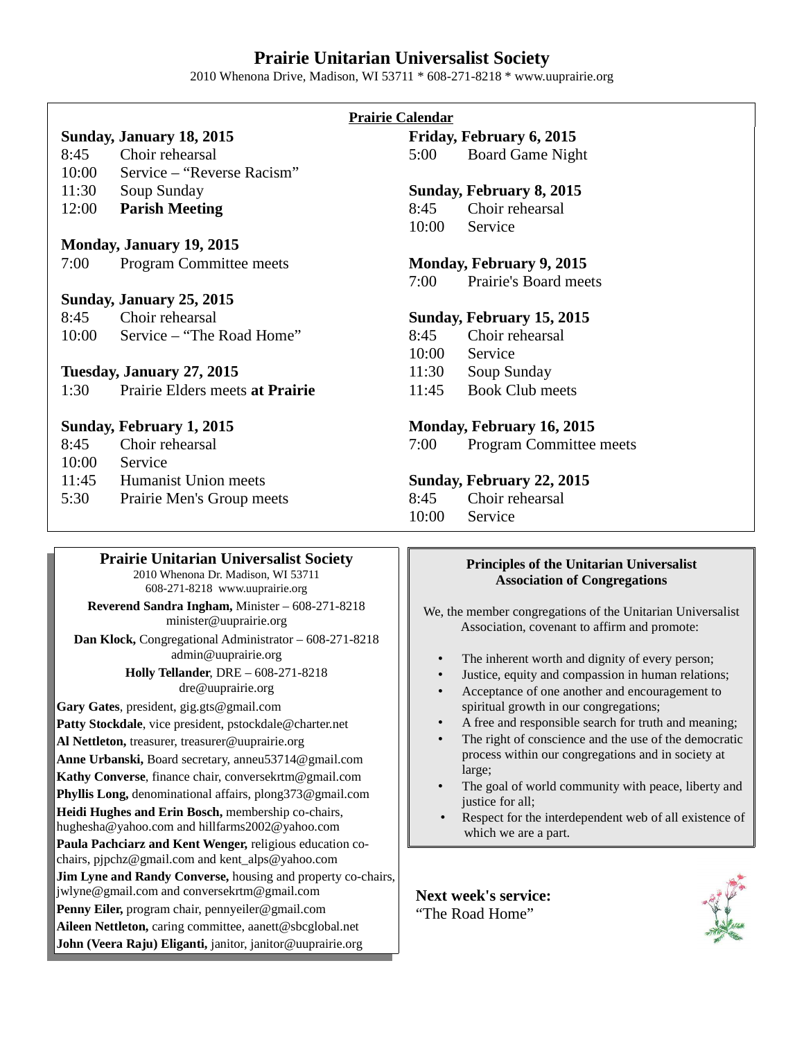# Prairie Unitarian Universalist Society

2010 Whenona Drive, Madison, WI 53711 * 608-271-8218 * www.uuprairie.org

## Prairie Calendar

**Sunday, January 18, 2015**
- 8:45 Choir rehearsal
- 10:00 Service – "Reverse Racism"
- 11:30 Soup Sunday
- 12:00 **Parish Meeting**

**Monday, January 19, 2015**
- 7:00 Program Committee meets

**Sunday, January 25, 2015**
- 8:45 Choir rehearsal
- 10:00 Service – "The Road Home"

**Tuesday, January 27, 2015**
- 1:30 Prairie Elders meets **at Prairie**

**Sunday, February 1, 2015**
- 8:45 Choir rehearsal
- 10:00 Service
- 11:45 Humanist Union meets
- 5:30 Prairie Men's Group meets

**Friday, February 6, 2015**
- 5:00 Board Game Night

**Sunday, February 8, 2015**
- 8:45 Choir rehearsal
- 10:00 Service

**Monday, February 9, 2015**
- 7:00 Prairie's Board meets

**Sunday, February 15, 2015**
- 8:45 Choir rehearsal
- 10:00 Service
- 11:30 Soup Sunday
- 11:45 Book Club meets

**Monday, February 16, 2015**
- 7:00 Program Committee meets

**Sunday, February 22, 2015**
- 8:45 Choir rehearsal
- 10:00 Service

## Prairie Unitarian Universalist Society

2010 Whenona Dr. Madison, WI 53711
608-271-8218 www.uuprairie.org

**Reverend Sandra Ingham,** Minister – 608-271-8218
minister@uuprairie.org

**Dan Klock,** Congregational Administrator – 608-271-8218
admin@uuprairie.org

**Holly Tellander**, DRE – 608-271-8218
dre@uuprairie.org

**Gary Gates**, president, gig.gts@gmail.com
**Patty Stockdale**, vice president, pstockdale@charter.net
**Al Nettleton,** treasurer, treasurer@uuprairie.org
**Anne Urbanski,** Board secretary, anneu53714@gmail.com
**Kathy Converse**, finance chair, conversekrtm@gmail.com
**Phyllis Long,** denominational affairs, plong373@gmail.com
**Heidi Hughes and Erin Bosch,** membership co-chairs, hughesha@yahoo.com and hillfarms2002@yahoo.com
**Paula Pachciarz and Kent Wenger,** religious education co-chairs, pjpchz@gmail.com and kent_alps@yahoo.com
**Jim Lyne and Randy Converse,** housing and property co-chairs, jwlyne@gmail.com and conversekrtm@gmail.com
**Penny Eiler,** program chair, pennyeiler@gmail.com
**Aileen Nettleton,** caring committee, aanett@sbcglobal.net
**John (Veera Raju) Eliganti,** janitor, janitor@uuprairie.org

### Principles of the Unitarian Universalist Association of Congregations

We, the member congregations of the Unitarian Universalist Association, covenant to affirm and promote:

- The inherent worth and dignity of every person;
- Justice, equity and compassion in human relations;
- Acceptance of one another and encouragement to spiritual growth in our congregations;
- A free and responsible search for truth and meaning;
- The right of conscience and the use of the democratic process within our congregations and in society at large;
- The goal of world community with peace, liberty and justice for all;
- Respect for the interdependent web of all existence of which we are a part.

**Next week's service:**
"The Road Home"